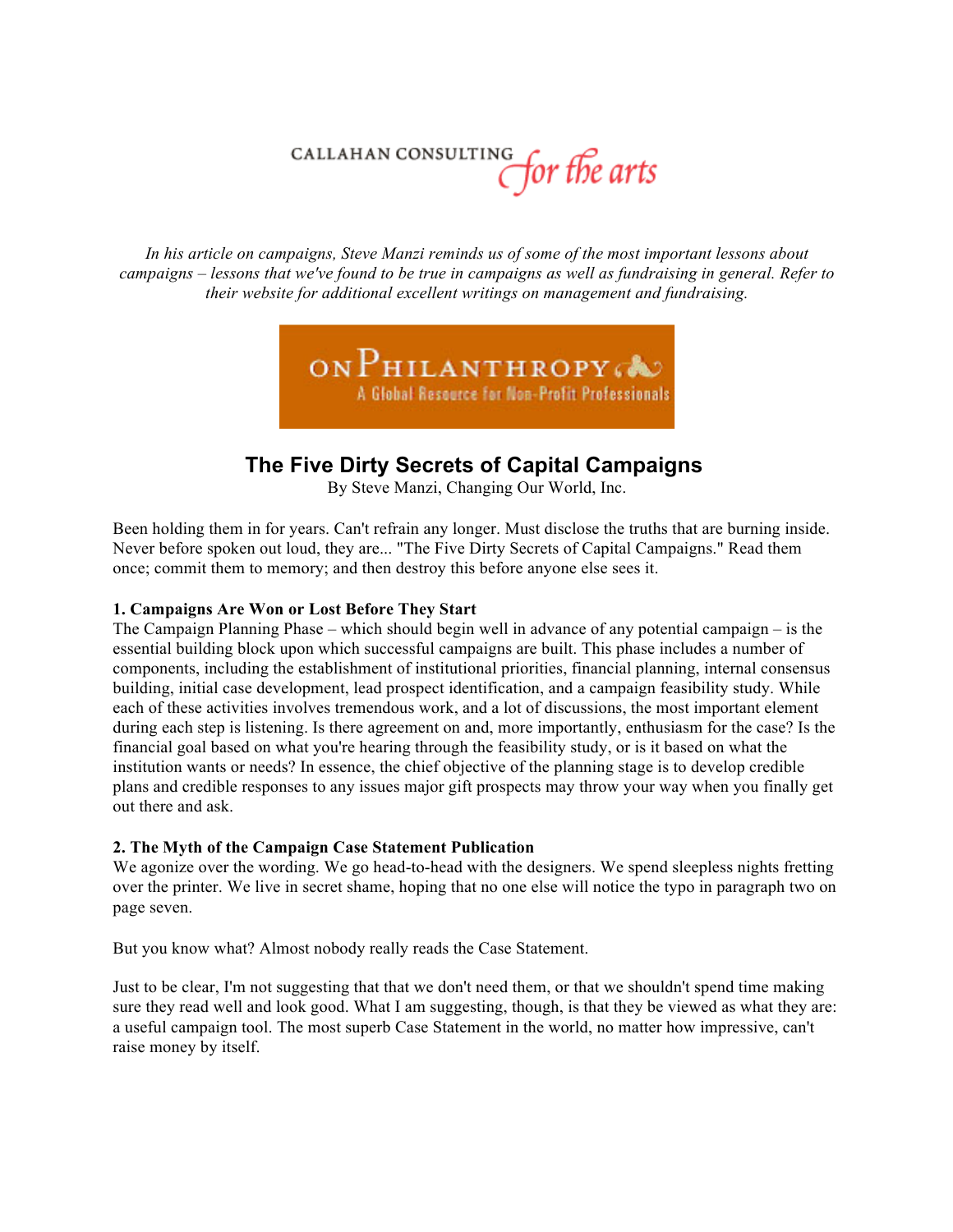CALLAHAN CONSULTING *for the arts*

*In his article on campaigns, Steve Manzi reminds us of some of the most important lessons about campaigns – lessons that we've found to be true in campaigns as well as fundraising in general. Refer to their website for additional excellent writings on management and fundraising.*

ON PHILANTHROPY
A Global Resource for Non-Profit Professionals

# The Five Dirty Secrets of Capital Campaigns

By Steve Manzi, Changing Our World, Inc.

Been holding them in for years. Can't refrain any longer. Must disclose the truths that are burning inside. Never before spoken out loud, they are... "The Five Dirty Secrets of Capital Campaigns." Read them once; commit them to memory; and then destroy this before anyone else sees it.

**1. Campaigns Are Won or Lost Before They Start**

The Campaign Planning Phase – which should begin well in advance of any potential campaign – is the essential building block upon which successful campaigns are built. This phase includes a number of components, including the establishment of institutional priorities, financial planning, internal consensus building, initial case development, lead prospect identification, and a campaign feasibility study. While each of these activities involves tremendous work, and a lot of discussions, the most important element during each step is listening. Is there agreement on and, more importantly, enthusiasm for the case? Is the financial goal based on what you're hearing through the feasibility study, or is it based on what the institution wants or needs? In essence, the chief objective of the planning stage is to develop credible plans and credible responses to any issues major gift prospects may throw your way when you finally get out there and ask.

**2. The Myth of the Campaign Case Statement Publication**

We agonize over the wording. We go head-to-head with the designers. We spend sleepless nights fretting over the printer. We live in secret shame, hoping that no one else will notice the typo in paragraph two on page seven.

But you know what? Almost nobody really reads the Case Statement.

Just to be clear, I'm not suggesting that that we don't need them, or that we shouldn't spend time making sure they read well and look good. What I am suggesting, though, is that they be viewed as what they are: a useful campaign tool. The most superb Case Statement in the world, no matter how impressive, can't raise money by itself.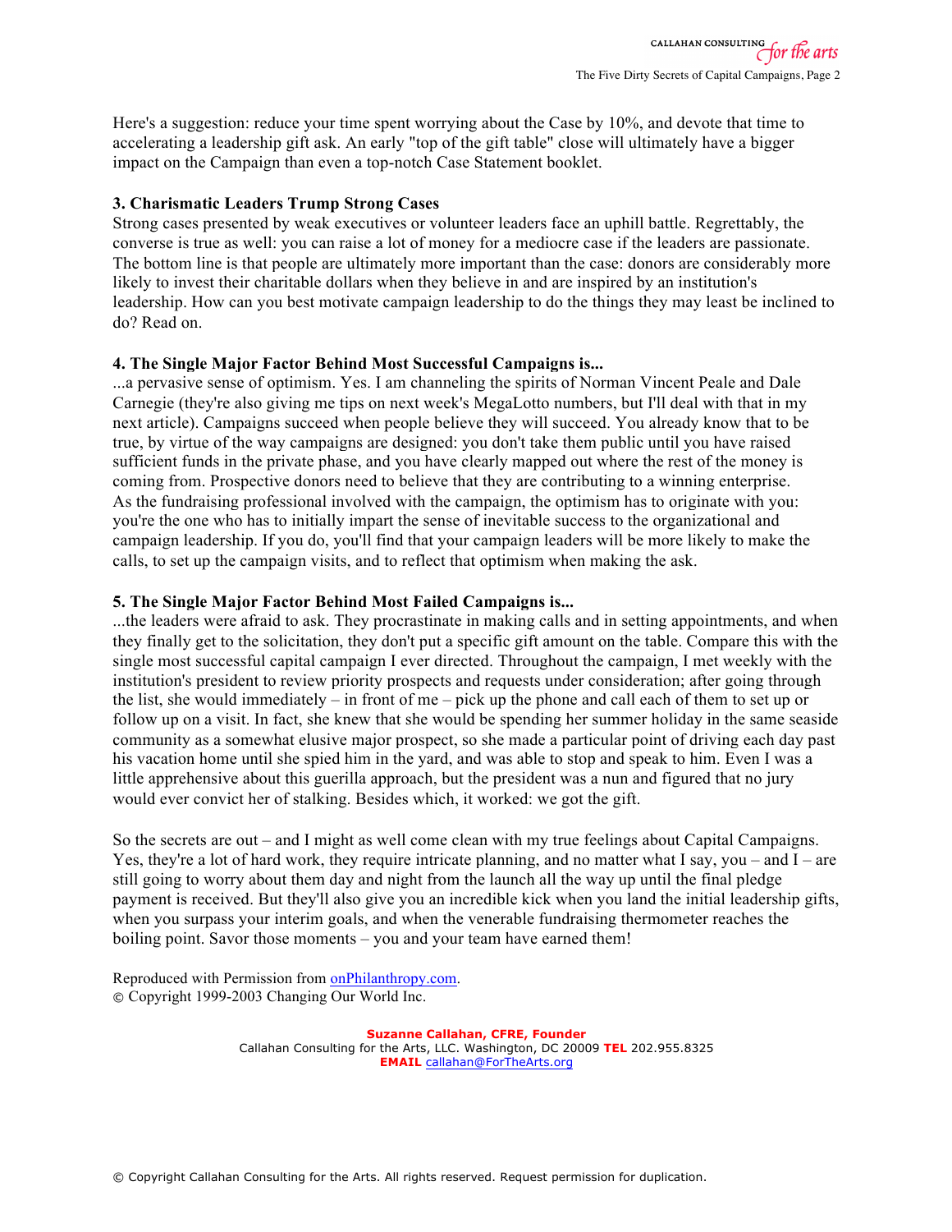Here's a suggestion: reduce your time spent worrying about the Case by 10%, and devote that time to accelerating a leadership gift ask. An early "top of the gift table" close will ultimately have a bigger impact on the Campaign than even a top-notch Case Statement booklet.

**3. Charismatic Leaders Trump Strong Cases**

Strong cases presented by weak executives or volunteer leaders face an uphill battle. Regrettably, the converse is true as well: you can raise a lot of money for a mediocre case if the leaders are passionate. The bottom line is that people are ultimately more important than the case: donors are considerably more likely to invest their charitable dollars when they believe in and are inspired by an institution's leadership. How can you best motivate campaign leadership to do the things they may least be inclined to do? Read on.

**4. The Single Major Factor Behind Most Successful Campaigns is...**

...a pervasive sense of optimism. Yes. I am channeling the spirits of Norman Vincent Peale and Dale Carnegie (they're also giving me tips on next week's MegaLotto numbers, but I'll deal with that in my next article). Campaigns succeed when people believe they will succeed. You already know that to be true, by virtue of the way campaigns are designed: you don't take them public until you have raised sufficient funds in the private phase, and you have clearly mapped out where the rest of the money is coming from. Prospective donors need to believe that they are contributing to a winning enterprise. As the fundraising professional involved with the campaign, the optimism has to originate with you: you're the one who has to initially impart the sense of inevitable success to the organizational and campaign leadership. If you do, you'll find that your campaign leaders will be more likely to make the calls, to set up the campaign visits, and to reflect that optimism when making the ask.

**5. The Single Major Factor Behind Most Failed Campaigns is...**

...the leaders were afraid to ask. They procrastinate in making calls and in setting appointments, and when they finally get to the solicitation, they don't put a specific gift amount on the table. Compare this with the single most successful capital campaign I ever directed. Throughout the campaign, I met weekly with the institution's president to review priority prospects and requests under consideration; after going through the list, she would immediately – in front of me – pick up the phone and call each of them to set up or follow up on a visit. In fact, she knew that she would be spending her summer holiday in the same seaside community as a somewhat elusive major prospect, so she made a particular point of driving each day past his vacation home until she spied him in the yard, and was able to stop and speak to him. Even I was a little apprehensive about this guerilla approach, but the president was a nun and figured that no jury would ever convict her of stalking. Besides which, it worked: we got the gift.

So the secrets are out – and I might as well come clean with my true feelings about Capital Campaigns. Yes, they're a lot of hard work, they require intricate planning, and no matter what I say, you – and I – are still going to worry about them day and night from the launch all the way up until the final pledge payment is received. But they'll also give you an incredible kick when you land the initial leadership gifts, when you surpass your interim goals, and when the venerable fundraising thermometer reaches the boiling point. Savor those moments – you and your team have earned them!

Reproduced with Permission from onPhilanthropy.com.
© Copyright 1999-2003 Changing Our World Inc.

**Suzanne Callahan, CFRE, Founder**
Callahan Consulting for the Arts, LLC. Washington, DC 20009 **TEL** 202.955.8325
**EMAIL** callahan@ForTheArts.org

© Copyright Callahan Consulting for the Arts. All rights reserved. Request permission for duplication.